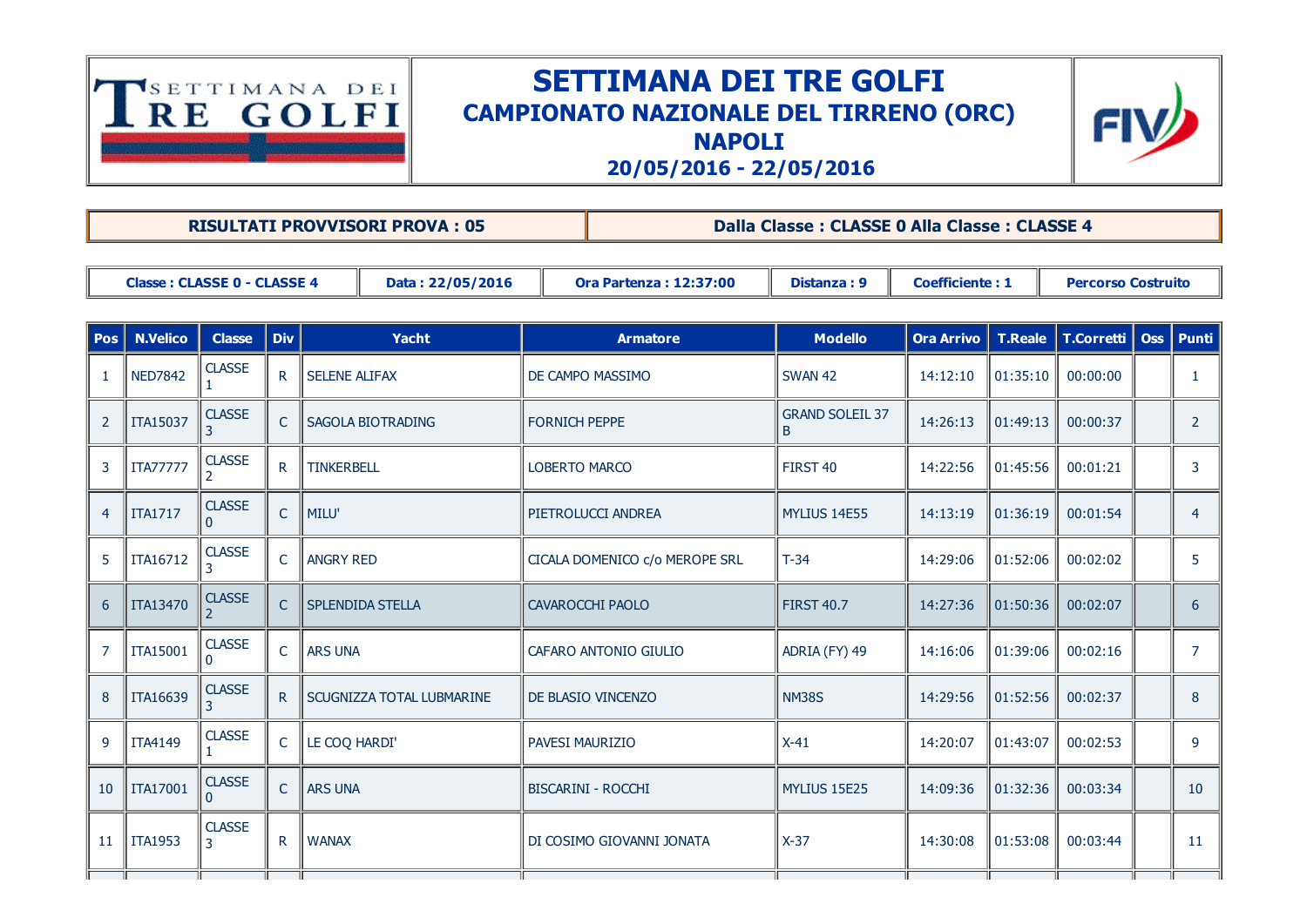# SETTIMANA DEI TRE GOLFI

## CAMPIONATO NAZIONALE DEL TIRRENO (ORC)

## NAPOLI

## 20/05/2016 - 22/05/2016

| RISULTATI PROVVISORI PROVA : 05 | Dalla Classe : CLASSE 0 Alla Classe : CLASSE 4 |
|---|---|

| Classe : CLASSE 0 - CLASSE 4 | Data : 22/05/2016 | Ora Partenza : 12:37:00 | Distanza : 9 | Coefficiente : 1 | Percorso Costruito |
|---|---|---|---|---|---|

| Pos | N.Velico | Classe | Div | Yacht | Armatore | Modello | Ora Arrivo | T.Reale | T.Corretti | Oss | Punti |
|---|---|---|---|---|---|---|---|---|---|---|---|
| 1 | NED7842 | CLASSE 1 | R | SELENE ALIFAX | DE CAMPO MASSIMO | SWAN 42 | 14:12:10 | 01:35:10 | 00:00:00 | | 1 |
| 2 | ITA15037 | CLASSE 3 | C | SAGOLA BIOTRADING | FORNICH PEPPE | GRAND SOLEIL 37 B | 14:26:13 | 01:49:13 | 00:00:37 | | 2 |
| 3 | ITA77777 | CLASSE 2 | R | TINKERBELL | LOBERTO MARCO | FIRST 40 | 14:22:56 | 01:45:56 | 00:01:21 | | 3 |
| 4 | ITA1717 | CLASSE 0 | C | MILU' | PIETROLUCCI ANDREA | MYLIUS 14E55 | 14:13:19 | 01:36:19 | 00:01:54 | | 4 |
| 5 | ITA16712 | CLASSE 3 | C | ANGRY RED | CICALA DOMENICO c/o MEROPE SRL | T-34 | 14:29:06 | 01:52:06 | 00:02:02 | | 5 |
| 6 | ITA13470 | CLASSE 2 | C | SPLENDIDA STELLA | CAVAROCCHI PAOLO | FIRST 40.7 | 14:27:36 | 01:50:36 | 00:02:07 | | 6 |
| 7 | ITA15001 | CLASSE 0 | C | ARS UNA | CAFARO ANTONIO GIULIO | ADRIA (FY) 49 | 14:16:06 | 01:39:06 | 00:02:16 | | 7 |
| 8 | ITA16639 | CLASSE 3 | R | SCUGNIZZA TOTAL LUBMARINE | DE BLASIO VINCENZO | NM38S | 14:29:56 | 01:52:56 | 00:02:37 | | 8 |
| 9 | ITA4149 | CLASSE 1 | C | LE COQ HARDI' | PAVESI MAURIZIO | X-41 | 14:20:07 | 01:43:07 | 00:02:53 | | 9 |
| 10 | ITA17001 | CLASSE 0 | C | ARS UNA | BISCARINI - ROCCHI | MYLIUS 15E25 | 14:09:36 | 01:32:36 | 00:03:34 | | 10 |
| 11 | ITA1953 | CLASSE 3 | R | WANAX | DI COSIMO GIOVANNI JONATA | X-37 | 14:30:08 | 01:53:08 | 00:03:44 | | 11 |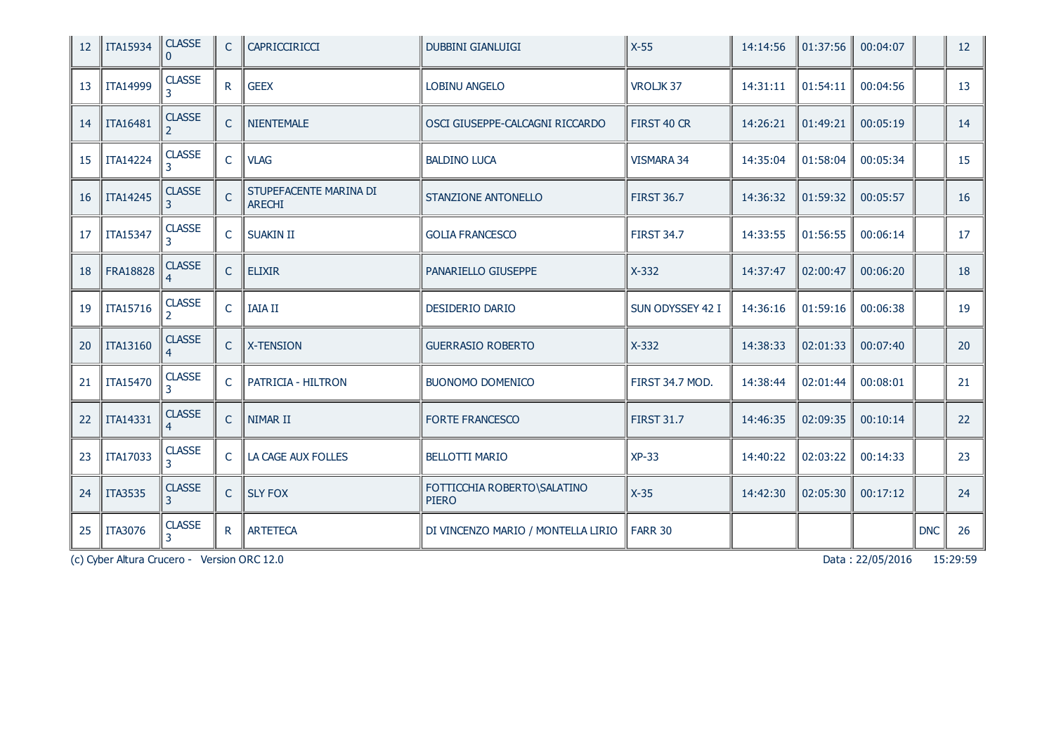| | | | | | | | | | | | |
|---|---|---|---|---|---|---|---|---|---|---|---|
| 12 | ITA15934 | CLASSE 0 | C | CAPRICCIRICCI | DUBBINI GIANLUIGI | X-55 | 14:14:56 | 01:37:56 | 00:04:07 | | 12 |
| 13 | ITA14999 | CLASSE 3 | R | GEEX | LOBINU ANGELO | VROLJK 37 | 14:31:11 | 01:54:11 | 00:04:56 | | 13 |
| 14 | ITA16481 | CLASSE 2 | C | NIENTEMALE | OSCI GIUSEPPE-CALCAGNI RICCARDO | FIRST 40 CR | 14:26:21 | 01:49:21 | 00:05:19 | | 14 |
| 15 | ITA14224 | CLASSE 3 | C | VLAG | BALDINO LUCA | VISMARA 34 | 14:35:04 | 01:58:04 | 00:05:34 | | 15 |
| 16 | ITA14245 | CLASSE 3 | C | STUPEFACENTE MARINA DI ARECHI | STANZIONE ANTONELLO | FIRST 36.7 | 14:36:32 | 01:59:32 | 00:05:57 | | 16 |
| 17 | ITA15347 | CLASSE 3 | C | SUAKIN II | GOLIA FRANCESCO | FIRST 34.7 | 14:33:55 | 01:56:55 | 00:06:14 | | 17 |
| 18 | FRA18828 | CLASSE 4 | C | ELIXIR | PANARIELLO GIUSEPPE | X-332 | 14:37:47 | 02:00:47 | 00:06:20 | | 18 |
| 19 | ITA15716 | CLASSE 2 | C | IAIA II | DESIDERIO DARIO | SUN ODYSSEY 42 I | 14:36:16 | 01:59:16 | 00:06:38 | | 19 |
| 20 | ITA13160 | CLASSE 4 | C | X-TENSION | GUERRASIO ROBERTO | X-332 | 14:38:33 | 02:01:33 | 00:07:40 | | 20 |
| 21 | ITA15470 | CLASSE 3 | C | PATRICIA - HILTRON | BUONOMO DOMENICO | FIRST 34.7 MOD. | 14:38:44 | 02:01:44 | 00:08:01 | | 21 |
| 22 | ITA14331 | CLASSE 4 | C | NIMAR II | FORTE FRANCESCO | FIRST 31.7 | 14:46:35 | 02:09:35 | 00:10:14 | | 22 |
| 23 | ITA17033 | CLASSE 3 | C | LA CAGE AUX FOLLES | BELLOTTI MARIO | XP-33 | 14:40:22 | 02:03:22 | 00:14:33 | | 23 |
| 24 | ITA3535 | CLASSE 3 | C | SLY FOX | FOTTICCHIA ROBERTO\SALATINO PIERO | X-35 | 14:42:30 | 02:05:30 | 00:17:12 | | 24 |
| 25 | ITA3076 | CLASSE 3 | R | ARTETECA | DI VINCENZO MARIO / MONTELLA LIRIO | FARR 30 | | | | DNC | 26 |

(c) Cyber Altura Crucero - Version ORC 12.0 Data : 22/05/2016 15:29:59